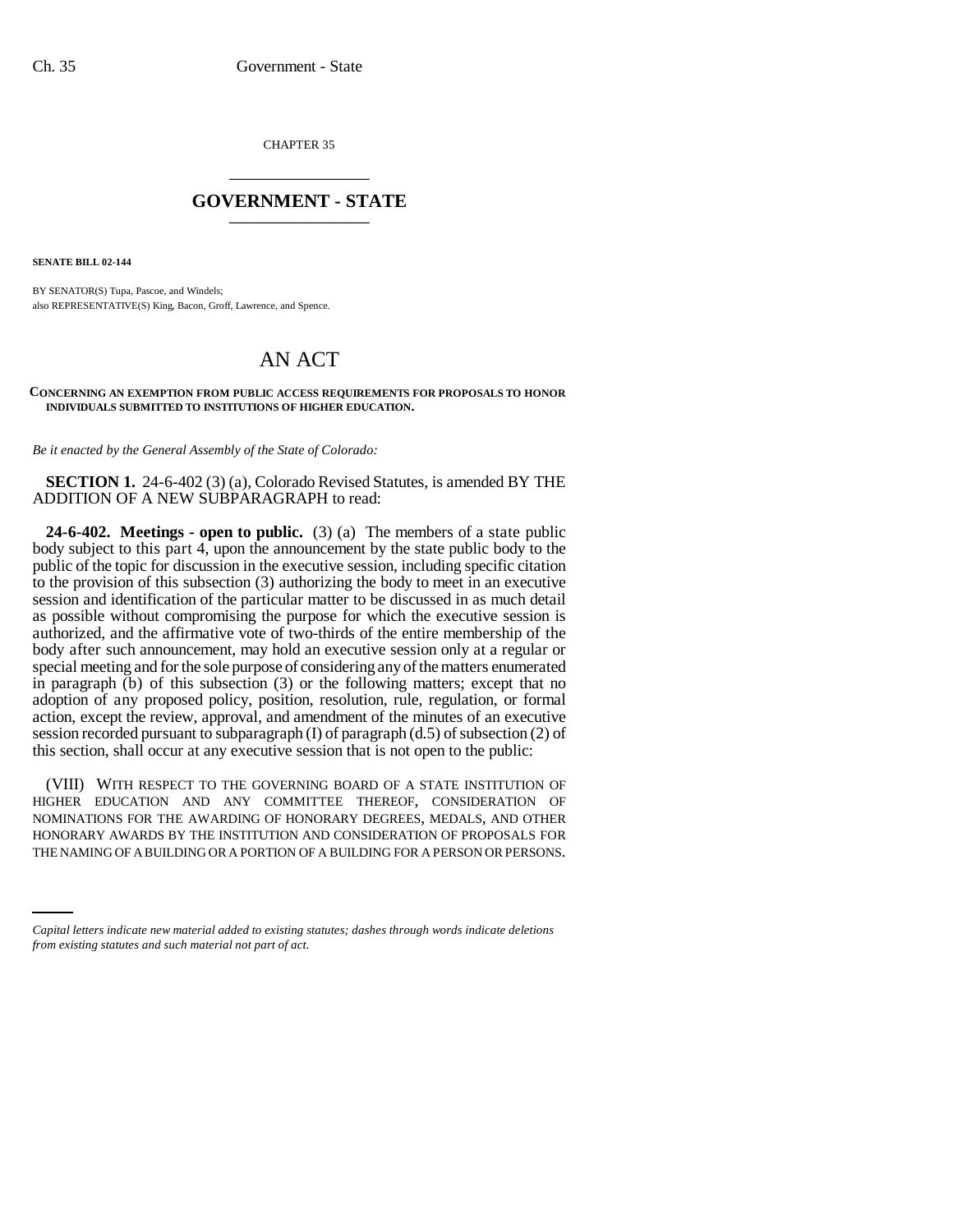CHAPTER 35

# GOVERNMENT - STATE

**SENATE BILL 02-144**

BY SENATOR(S) Tupa, Pascoe, and Windels;
also REPRESENTATIVE(S) King, Bacon, Groff, Lawrence, and Spence.

# AN ACT

**CONCERNING AN EXEMPTION FROM PUBLIC ACCESS REQUIREMENTS FOR PROPOSALS TO HONOR INDIVIDUALS SUBMITTED TO INSTITUTIONS OF HIGHER EDUCATION.**

*Be it enacted by the General Assembly of the State of Colorado:*

**SECTION 1.** 24-6-402 (3) (a), Colorado Revised Statutes, is amended BY THE ADDITION OF A NEW SUBPARAGRAPH to read:

**24-6-402. Meetings - open to public.** (3) (a) The members of a state public body subject to this part 4, upon the announcement by the state public body to the public of the topic for discussion in the executive session, including specific citation to the provision of this subsection (3) authorizing the body to meet in an executive session and identification of the particular matter to be discussed in as much detail as possible without compromising the purpose for which the executive session is authorized, and the affirmative vote of two-thirds of the entire membership of the body after such announcement, may hold an executive session only at a regular or special meeting and for the sole purpose of considering any of the matters enumerated in paragraph (b) of this subsection (3) or the following matters; except that no adoption of any proposed policy, position, resolution, rule, regulation, or formal action, except the review, approval, and amendment of the minutes of an executive session recorded pursuant to subparagraph (I) of paragraph (d.5) of subsection (2) of this section, shall occur at any executive session that is not open to the public:

(VIII) WITH RESPECT TO THE GOVERNING BOARD OF A STATE INSTITUTION OF HIGHER EDUCATION AND ANY COMMITTEE THEREOF, CONSIDERATION OF NOMINATIONS FOR THE AWARDING OF HONORARY DEGREES, MEDALS, AND OTHER HONORARY AWARDS BY THE INSTITUTION AND CONSIDERATION OF PROPOSALS FOR THE NAMING OF A BUILDING OR A PORTION OF A BUILDING FOR A PERSON OR PERSONS.

*Capital letters indicate new material added to existing statutes; dashes through words indicate deletions from existing statutes and such material not part of act.*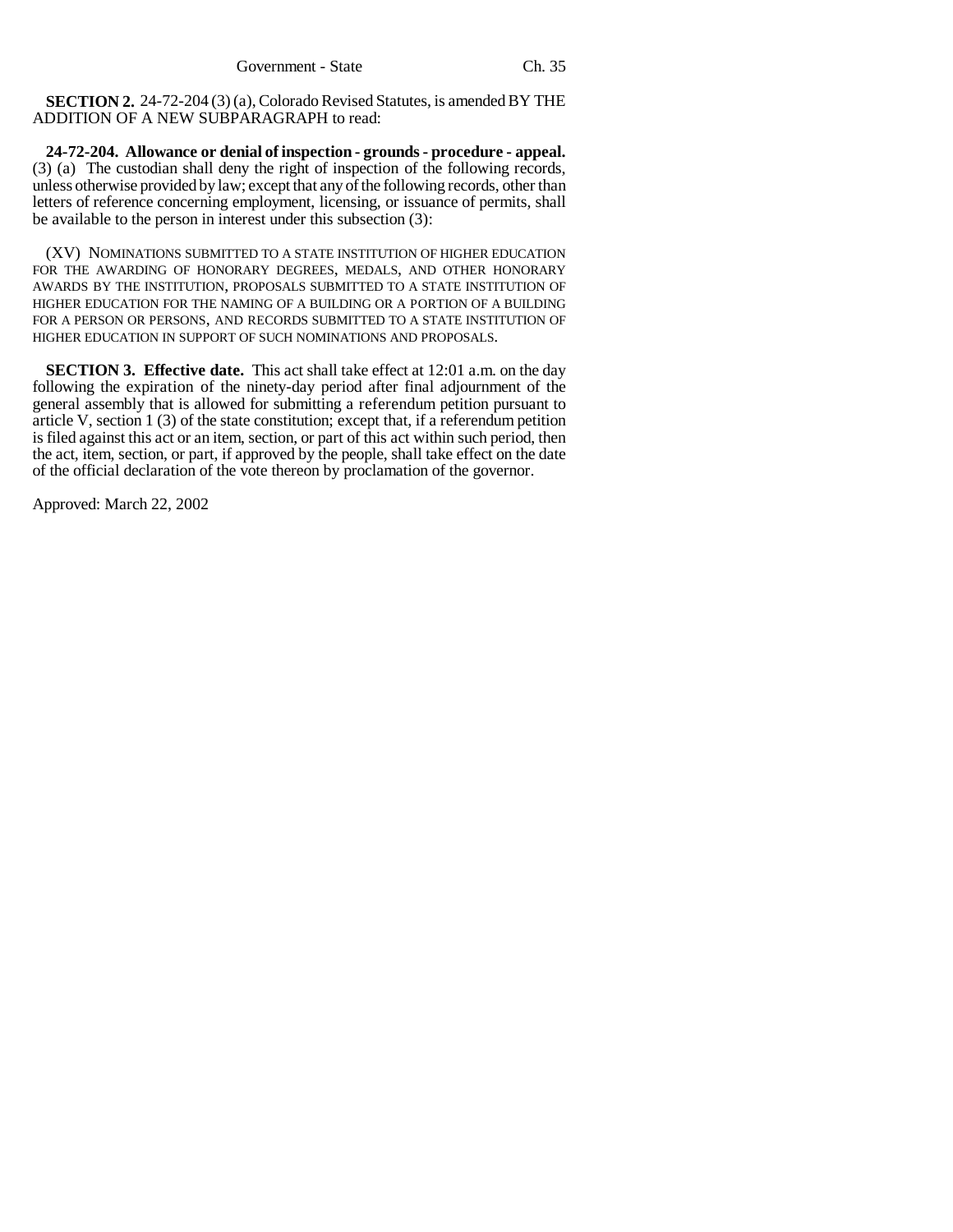**SECTION 2.** 24-72-204 (3) (a), Colorado Revised Statutes, is amended BY THE ADDITION OF A NEW SUBPARAGRAPH to read:

**24-72-204. Allowance or denial of inspection - grounds - procedure - appeal.** (3) (a) The custodian shall deny the right of inspection of the following records, unless otherwise provided by law; except that any of the following records, other than letters of reference concerning employment, licensing, or issuance of permits, shall be available to the person in interest under this subsection (3):

(XV) NOMINATIONS SUBMITTED TO A STATE INSTITUTION OF HIGHER EDUCATION FOR THE AWARDING OF HONORARY DEGREES, MEDALS, AND OTHER HONORARY AWARDS BY THE INSTITUTION, PROPOSALS SUBMITTED TO A STATE INSTITUTION OF HIGHER EDUCATION FOR THE NAMING OF A BUILDING OR A PORTION OF A BUILDING FOR A PERSON OR PERSONS, AND RECORDS SUBMITTED TO A STATE INSTITUTION OF HIGHER EDUCATION IN SUPPORT OF SUCH NOMINATIONS AND PROPOSALS.

**SECTION 3. Effective date.** This act shall take effect at 12:01 a.m. on the day following the expiration of the ninety-day period after final adjournment of the general assembly that is allowed for submitting a referendum petition pursuant to article V, section 1 (3) of the state constitution; except that, if a referendum petition is filed against this act or an item, section, or part of this act within such period, then the act, item, section, or part, if approved by the people, shall take effect on the date of the official declaration of the vote thereon by proclamation of the governor.

Approved: March 22, 2002